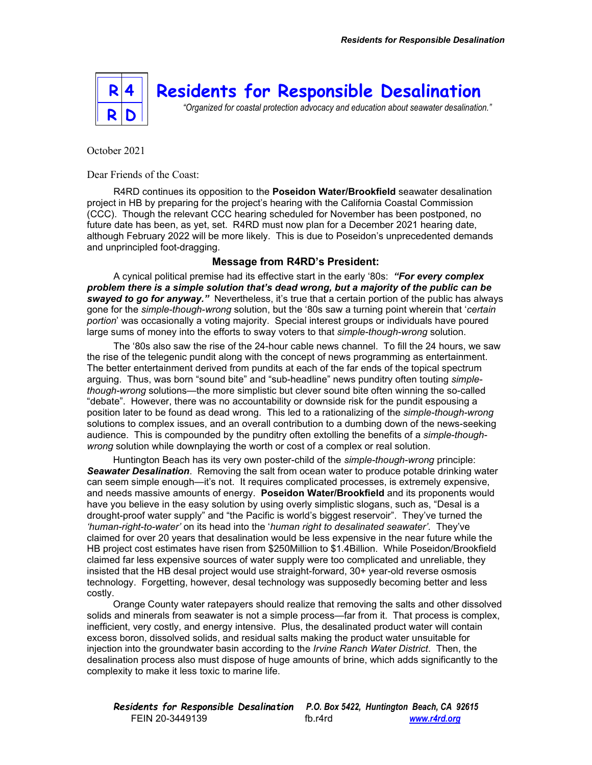# Residents for Responsible Desalination

*"Organized for coastal protection advocacy and education about seawater desalination."*

October 2021

Dear Friends of the Coast:

R4RD continues its opposition to the **Poseidon Water/Brookfield** seawater desalination project in HB by preparing for the project's hearing with the California Coastal Commission (CCC). Though the relevant CCC hearing scheduled for November has been postponed, no future date has been, as yet, set. R4RD must now plan for a December 2021 hearing date, although February 2022 will be more likely. This is due to Poseidon's unprecedented demands and unprincipled foot-dragging.

## Message from R4RD's President:

A cynical political premise had its effective start in the early '80s: ***"For every complex problem there is a simple solution that's dead wrong, but a majority of the public can be swayed to go for anyway."*** Nevertheless, it's true that a certain portion of the public has always gone for the *simple-though-wrong* solution, but the '80s saw a turning point wherein that '*certain portion*' was occasionally a voting majority. Special interest groups or individuals have poured large sums of money into the efforts to sway voters to that *simple-though-wrong* solution.

The '80s also saw the rise of the 24-hour cable news channel. To fill the 24 hours, we saw the rise of the telegenic pundit along with the concept of news programming as entertainment. The better entertainment derived from pundits at each of the far ends of the topical spectrum arguing. Thus, was born "sound bite" and "sub-headline" news punditry often touting *simple-though-wrong* solutions—the more simplistic but clever sound bite often winning the so-called "debate". However, there was no accountability or downside risk for the pundit espousing a position later to be found as dead wrong. This led to a rationalizing of the *simple-though-wrong* solutions to complex issues, and an overall contribution to a dumbing down of the news-seeking audience. This is compounded by the punditry often extolling the benefits of a *simple-though-wrong* solution while downplaying the worth or cost of a complex or real solution.

Huntington Beach has its very own poster-child of the *simple-though-wrong* principle: ***Seawater Desalination***. Removing the salt from ocean water to produce potable drinking water can seem simple enough—it's not. It requires complicated processes, is extremely expensive, and needs massive amounts of energy. **Poseidon Water/Brookfield** and its proponents would have you believe in the easy solution by using overly simplistic slogans, such as, "Desal is a drought-proof water supply" and "the Pacific is world's biggest reservoir". They've turned the *'human-right-to-water'* on its head into the '*human right to desalinated seawater'*. They've claimed for over 20 years that desalination would be less expensive in the near future while the HB project cost estimates have risen from $250Million to $1.4Billion. While Poseidon/Brookfield claimed far less expensive sources of water supply were too complicated and unreliable, they insisted that the HB desal project would use straight-forward, 30+ year-old reverse osmosis technology. Forgetting, however, desal technology was supposedly becoming better and less costly.

Orange County water ratepayers should realize that removing the salts and other dissolved solids and minerals from seawater is not a simple process—far from it. That process is complex, inefficient, very costly, and energy intensive. Plus, the desalinated product water will contain excess boron, dissolved solids, and residual salts making the product water unsuitable for injection into the groundwater basin according to the *Irvine Ranch Water District*. Then, the desalination process also must dispose of huge amounts of brine, which adds significantly to the complexity to make it less toxic to marine life.

***Residents for Responsible Desalination*** ***P.O. Box 5422, Huntington Beach, CA 92615***
FEIN 20-3449139 fb.r4rd ***www.r4rd.org***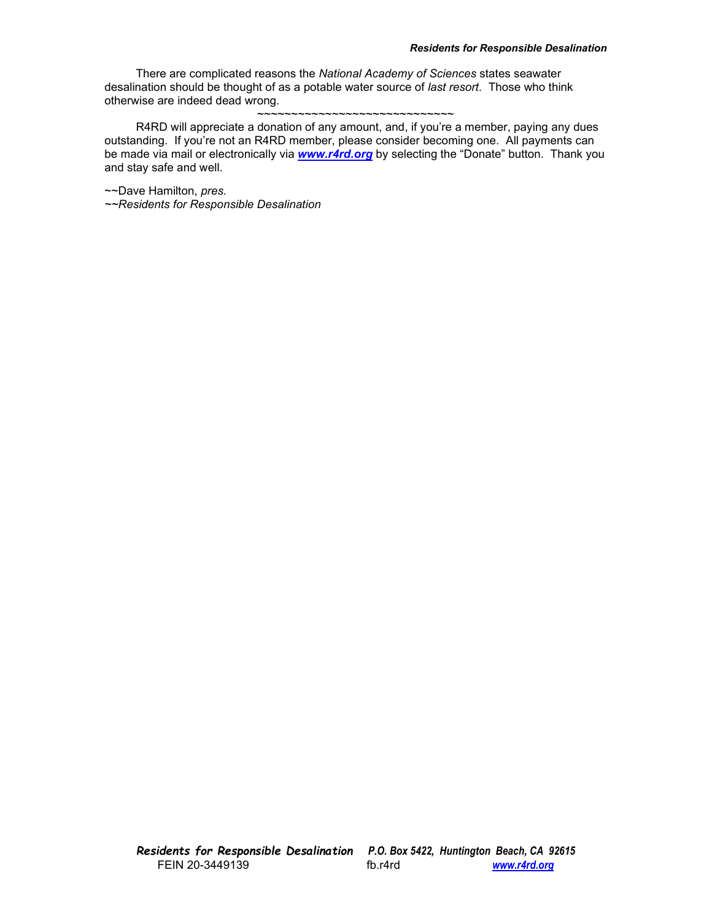There are complicated reasons the *National Academy of Sciences* states seawater desalination should be thought of as a potable water source of *last resort*. Those who think otherwise are indeed dead wrong.

~~~~~~~~~~~~~~~~~~~~~~~~~~~~~~

R4RD will appreciate a donation of any amount, and, if you're a member, paying any dues outstanding. If you're not an R4RD member, please consider becoming one. All payments can be made via mail or electronically via ***www.r4rd.org*** by selecting the "Donate" button. Thank you and stay safe and well.

~~Dave Hamilton, *pres.*
*~~Residents for Responsible Desalination*

***Residents for Responsible Desalination*** ***P.O. Box 5422, Huntington Beach, CA 92615***
FEIN 20-3449139 fb.r4rd *www.r4rd.org*